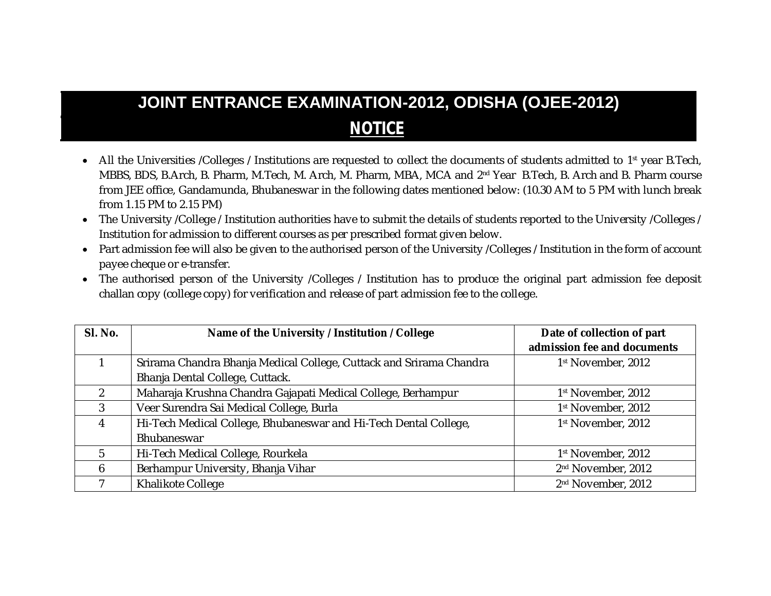# JOINT ENTRANCE EXAMINATION-2012, ODISHA (OJEE-2012)

## NOTICE

- All the Universities /Colleges / Institutions are requested to collect the documents of students admitted to 1st year B.Tech, MBBS, BDS, B.Arch, B. Pharm, M.Tech, M. Arch, M. Pharm, MBA, MCA and 2nd Year B.Tech, B. Arch and B. Pharm course from JEE office, Gandamunda, Bhubaneswar in the following dates mentioned below: (10.30 AM to 5 PM with lunch break from 1.15 PM to 2.15 PM)
- The University /College / Institution authorities have to submit the details of students reported to the University /Colleges / Institution for admission to different courses as per prescribed format given below.
- Part admission fee will also be given to the authorised person of the University /Colleges / Institution in the form of account payee cheque or e-transfer.
- The authorised person of the University /Colleges / Institution has to produce the original part admission fee deposit challan copy (college copy) for verification and release of part admission fee to the college.

| Sl. No. | Name of the University / Institution / College | Date of collection of part admission fee and documents |
|---|---|---|
| 1 | Srirama Chandra Bhanja Medical College, Cuttack and Srirama Chandra Bhanja Dental College, Cuttack. | 1st November, 2012 |
| 2 | Maharaja Krushna Chandra Gajapati Medical College, Berhampur | 1st November, 2012 |
| 3 | Veer Surendra Sai Medical College, Burla | 1st November, 2012 |
| 4 | Hi-Tech Medical College, Bhubaneswar and Hi-Tech Dental College, Bhubaneswar | 1st November, 2012 |
| 5 | Hi-Tech Medical College, Rourkela | 1st November, 2012 |
| 6 | Berhampur University, Bhanja Vihar | 2nd November, 2012 |
| 7 | Khalikote College | 2nd November, 2012 |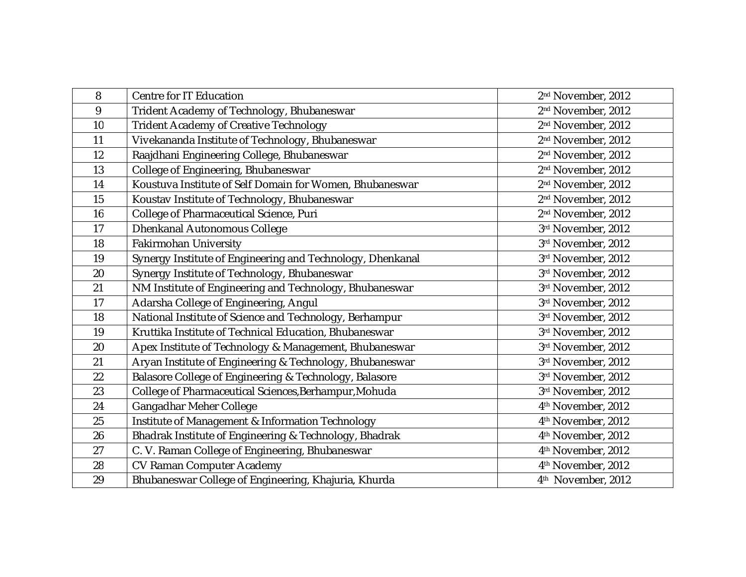| | | |
|---|---|---|
| 8 | Centre for IT Education | 2nd November, 2012 |
| 9 | Trident Academy of Technology, Bhubaneswar | 2nd November, 2012 |
| 10 | Trident Academy of Creative Technology | 2nd November, 2012 |
| 11 | Vivekananda Institute of Technology, Bhubaneswar | 2nd November, 2012 |
| 12 | Raajdhani Engineering College, Bhubaneswar | 2nd November, 2012 |
| 13 | College of Engineering, Bhubaneswar | 2nd November, 2012 |
| 14 | Koustuva Institute of Self Domain for Women, Bhubaneswar | 2nd November, 2012 |
| 15 | Koustav Institute of Technology, Bhubaneswar | 2nd November, 2012 |
| 16 | College of Pharmaceutical Science, Puri | 2nd November, 2012 |
| 17 | Dhenkanal Autonomous College | 3rd November, 2012 |
| 18 | Fakirmohan University | 3rd November, 2012 |
| 19 | Synergy Institute of Engineering and Technology, Dhenkanal | 3rd November, 2012 |
| 20 | Synergy Institute of Technology, Bhubaneswar | 3rd November, 2012 |
| 21 | NM Institute of Engineering and Technology, Bhubaneswar | 3rd November, 2012 |
| 17 | Adarsha College of Engineering, Angul | 3rd November, 2012 |
| 18 | National Institute of Science and Technology, Berhampur | 3rd November, 2012 |
| 19 | Kruttika Institute of Technical Education, Bhubaneswar | 3rd November, 2012 |
| 20 | Apex Institute of Technology & Management, Bhubaneswar | 3rd November, 2012 |
| 21 | Aryan Institute of Engineering & Technology, Bhubaneswar | 3rd November, 2012 |
| 22 | Balasore College of Engineering & Technology, Balasore | 3rd November, 2012 |
| 23 | College of Pharmaceutical Sciences,Berhampur,Mohuda | 3rd November, 2012 |
| 24 | Gangadhar Meher College | 4th November, 2012 |
| 25 | Institute of Management & Information Technology | 4th November, 2012 |
| 26 | Bhadrak Institute of Engineering & Technology, Bhadrak | 4th November, 2012 |
| 27 | C. V. Raman College of Engineering, Bhubaneswar | 4th November, 2012 |
| 28 | CV Raman Computer Academy | 4th November, 2012 |
| 29 | Bhubaneswar College of Engineering, Khajuria, Khurda | 4th November, 2012 |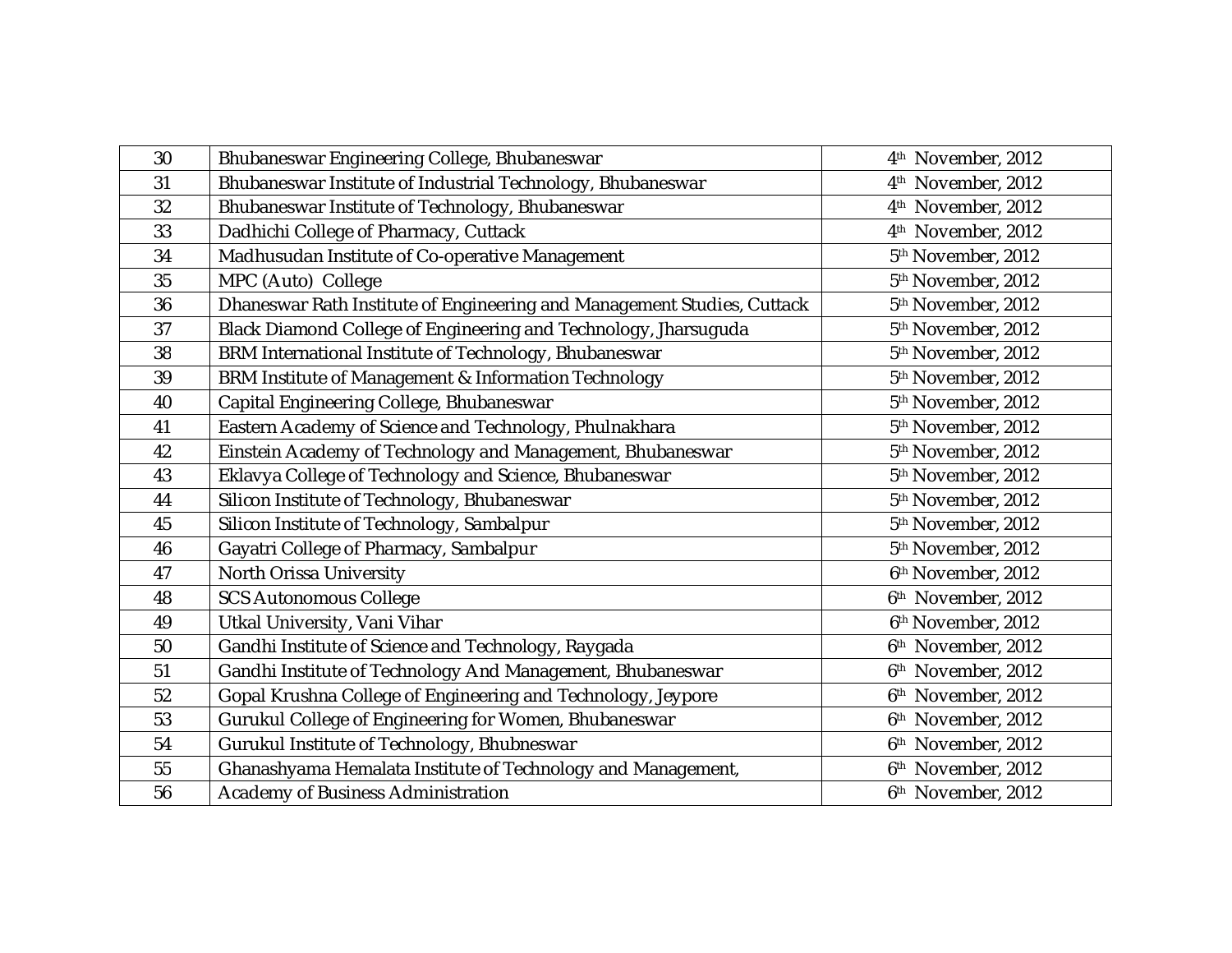| | | |
|---|---|---|
| 30 | Bhubaneswar Engineering College, Bhubaneswar | 4th November, 2012 |
| 31 | Bhubaneswar Institute of Industrial Technology, Bhubaneswar | 4th November, 2012 |
| 32 | Bhubaneswar Institute of Technology, Bhubaneswar | 4th November, 2012 |
| 33 | Dadhichi College of Pharmacy, Cuttack | 4th November, 2012 |
| 34 | Madhusudan Institute of Co-operative Management | 5th November, 2012 |
| 35 | MPC (Auto) College | 5th November, 2012 |
| 36 | Dhaneswar Rath Institute of Engineering and Management Studies, Cuttack | 5th November, 2012 |
| 37 | Black Diamond College of Engineering and Technology, Jharsuguda | 5th November, 2012 |
| 38 | BRM International Institute of Technology, Bhubaneswar | 5th November, 2012 |
| 39 | BRM Institute of Management & Information Technology | 5th November, 2012 |
| 40 | Capital Engineering College, Bhubaneswar | 5th November, 2012 |
| 41 | Eastern Academy of Science and Technology, Phulnakhara | 5th November, 2012 |
| 42 | Einstein Academy of Technology and Management, Bhubaneswar | 5th November, 2012 |
| 43 | Eklavya College of Technology and Science, Bhubaneswar | 5th November, 2012 |
| 44 | Silicon Institute of Technology, Bhubaneswar | 5th November, 2012 |
| 45 | Silicon Institute of Technology, Sambalpur | 5th November, 2012 |
| 46 | Gayatri College of Pharmacy, Sambalpur | 5th November, 2012 |
| 47 | North Orissa University | 6th November, 2012 |
| 48 | SCS Autonomous College | 6th November, 2012 |
| 49 | Utkal University, Vani Vihar | 6th November, 2012 |
| 50 | Gandhi Institute of Science and Technology, Raygada | 6th November, 2012 |
| 51 | Gandhi Institute of Technology And Management, Bhubaneswar | 6th November, 2012 |
| 52 | Gopal Krushna College of Engineering and Technology, Jeypore | 6th November, 2012 |
| 53 | Gurukul College of Engineering for Women, Bhubaneswar | 6th November, 2012 |
| 54 | Gurukul Institute of Technology, Bhubneswar | 6th November, 2012 |
| 55 | Ghanashyama Hemalata Institute of Technology and Management, | 6th November, 2012 |
| 56 | Academy of Business Administration | 6th November, 2012 |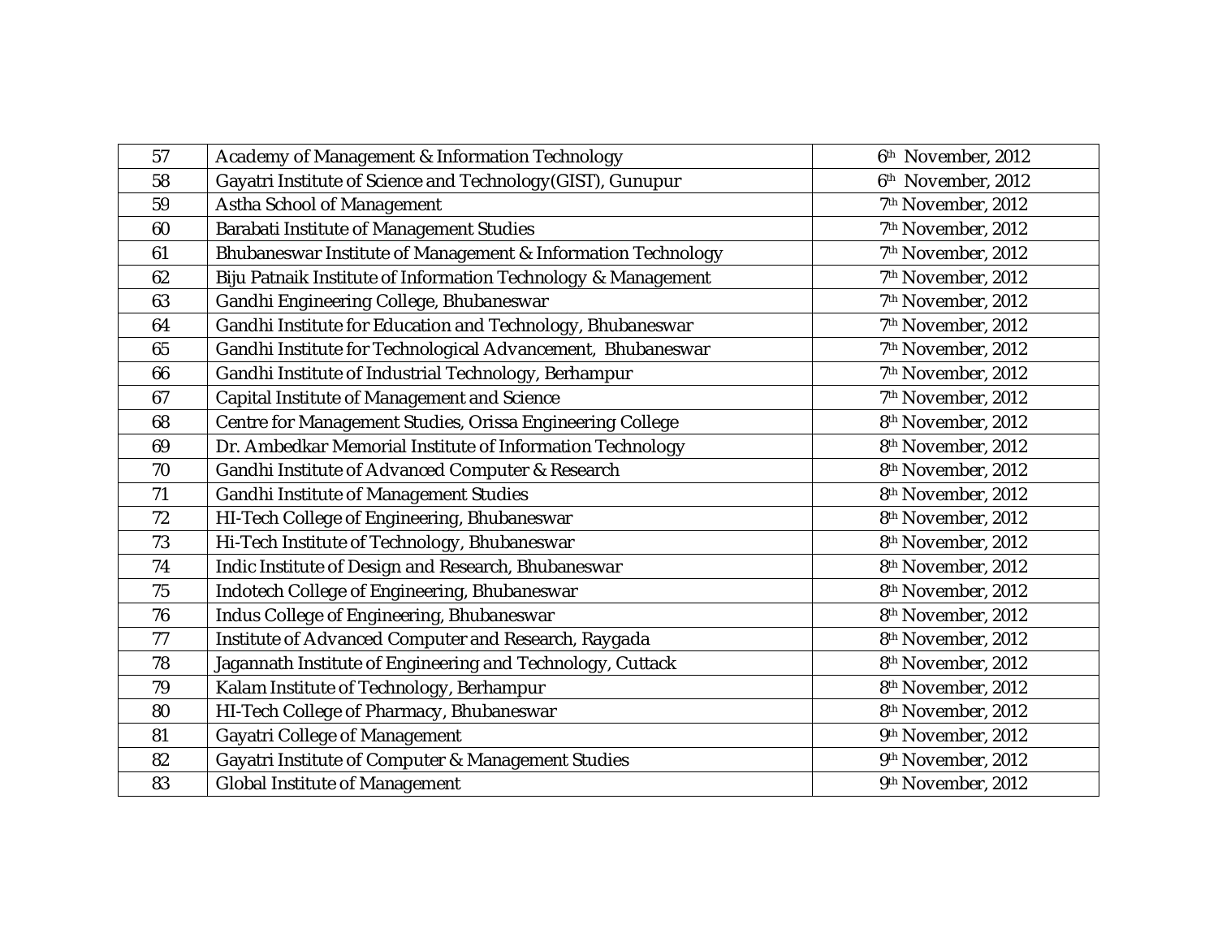| | | |
|---|---|---|
| 57 | Academy of Management & Information Technology | 6th November, 2012 |
| 58 | Gayatri Institute of Science and Technology(GIST), Gunupur | 6th November, 2012 |
| 59 | Astha School of Management | 7th November, 2012 |
| 60 | Barabati Institute of Management Studies | 7th November, 2012 |
| 61 | Bhubaneswar Institute of Management & Information Technology | 7th November, 2012 |
| 62 | Biju Patnaik Institute of Information Technology & Management | 7th November, 2012 |
| 63 | Gandhi Engineering College, Bhubaneswar | 7th November, 2012 |
| 64 | Gandhi Institute for Education and Technology, Bhubaneswar | 7th November, 2012 |
| 65 | Gandhi Institute for Technological Advancement, Bhubaneswar | 7th November, 2012 |
| 66 | Gandhi Institute of Industrial Technology, Berhampur | 7th November, 2012 |
| 67 | Capital Institute of Management and Science | 7th November, 2012 |
| 68 | Centre for Management Studies, Orissa Engineering College | 8th November, 2012 |
| 69 | Dr. Ambedkar Memorial Institute of Information Technology | 8th November, 2012 |
| 70 | Gandhi Institute of Advanced Computer & Research | 8th November, 2012 |
| 71 | Gandhi Institute of Management Studies | 8th November, 2012 |
| 72 | HI-Tech College of Engineering, Bhubaneswar | 8th November, 2012 |
| 73 | Hi-Tech Institute of Technology, Bhubaneswar | 8th November, 2012 |
| 74 | Indic Institute of Design and Research, Bhubaneswar | 8th November, 2012 |
| 75 | Indotech College of Engineering, Bhubaneswar | 8th November, 2012 |
| 76 | Indus College of Engineering, Bhubaneswar | 8th November, 2012 |
| 77 | Institute of Advanced Computer and Research, Raygada | 8th November, 2012 |
| 78 | Jagannath Institute of Engineering and Technology, Cuttack | 8th November, 2012 |
| 79 | Kalam Institute of Technology, Berhampur | 8th November, 2012 |
| 80 | HI-Tech College of Pharmacy, Bhubaneswar | 8th November, 2012 |
| 81 | Gayatri College of Management | 9th November, 2012 |
| 82 | Gayatri Institute of Computer & Management Studies | 9th November, 2012 |
| 83 | Global Institute of Management | 9th November, 2012 |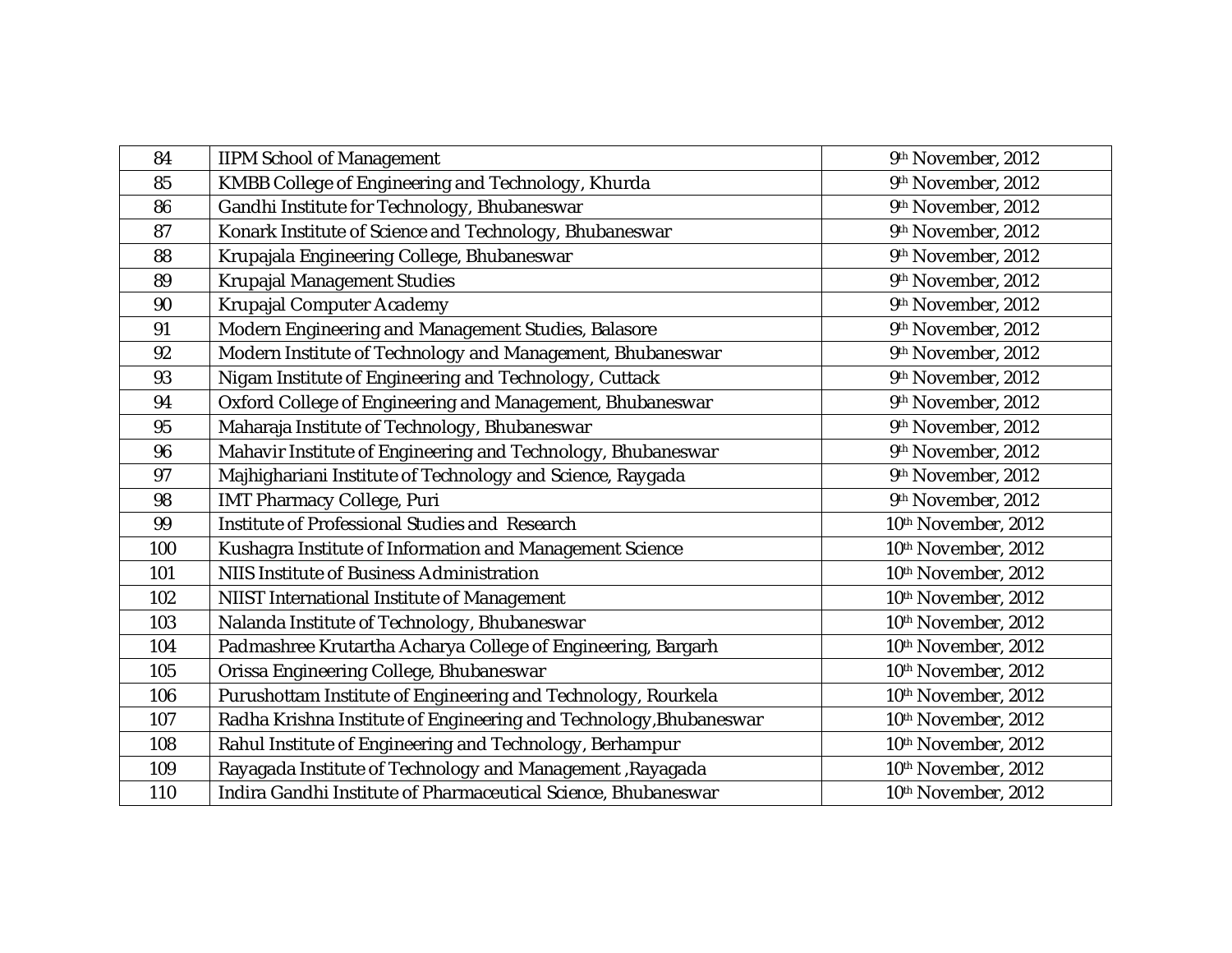| | | |
|---|---|---|
| 84 | IIPM School of Management | 9th November, 2012 |
| 85 | KMBB College of Engineering and Technology, Khurda | 9th November, 2012 |
| 86 | Gandhi Institute for Technology, Bhubaneswar | 9th November, 2012 |
| 87 | Konark Institute of Science and Technology, Bhubaneswar | 9th November, 2012 |
| 88 | Krupajala Engineering College, Bhubaneswar | 9th November, 2012 |
| 89 | Krupajal Management Studies | 9th November, 2012 |
| 90 | Krupajal Computer Academy | 9th November, 2012 |
| 91 | Modern Engineering and Management Studies, Balasore | 9th November, 2012 |
| 92 | Modern Institute of Technology and Management, Bhubaneswar | 9th November, 2012 |
| 93 | Nigam Institute of Engineering and Technology, Cuttack | 9th November, 2012 |
| 94 | Oxford College of Engineering and Management, Bhubaneswar | 9th November, 2012 |
| 95 | Maharaja Institute of Technology, Bhubaneswar | 9th November, 2012 |
| 96 | Mahavir Institute of Engineering and Technology, Bhubaneswar | 9th November, 2012 |
| 97 | Majhighariani Institute of Technology and Science, Raygada | 9th November, 2012 |
| 98 | IMT Pharmacy College, Puri | 9th November, 2012 |
| 99 | Institute of Professional Studies and Research | 10th November, 2012 |
| 100 | Kushagra Institute of Information and Management Science | 10th November, 2012 |
| 101 | NIIS Institute of Business Administration | 10th November, 2012 |
| 102 | NIIST International Institute of Management | 10th November, 2012 |
| 103 | Nalanda Institute of Technology, Bhubaneswar | 10th November, 2012 |
| 104 | Padmashree Krutartha Acharya College of Engineering, Bargarh | 10th November, 2012 |
| 105 | Orissa Engineering College, Bhubaneswar | 10th November, 2012 |
| 106 | Purushottam Institute of Engineering and Technology, Rourkela | 10th November, 2012 |
| 107 | Radha Krishna Institute of Engineering and Technology,Bhubaneswar | 10th November, 2012 |
| 108 | Rahul Institute of Engineering and Technology, Berhampur | 10th November, 2012 |
| 109 | Rayagada Institute of Technology and Management ,Rayagada | 10th November, 2012 |
| 110 | Indira Gandhi Institute of Pharmaceutical Science, Bhubaneswar | 10th November, 2012 |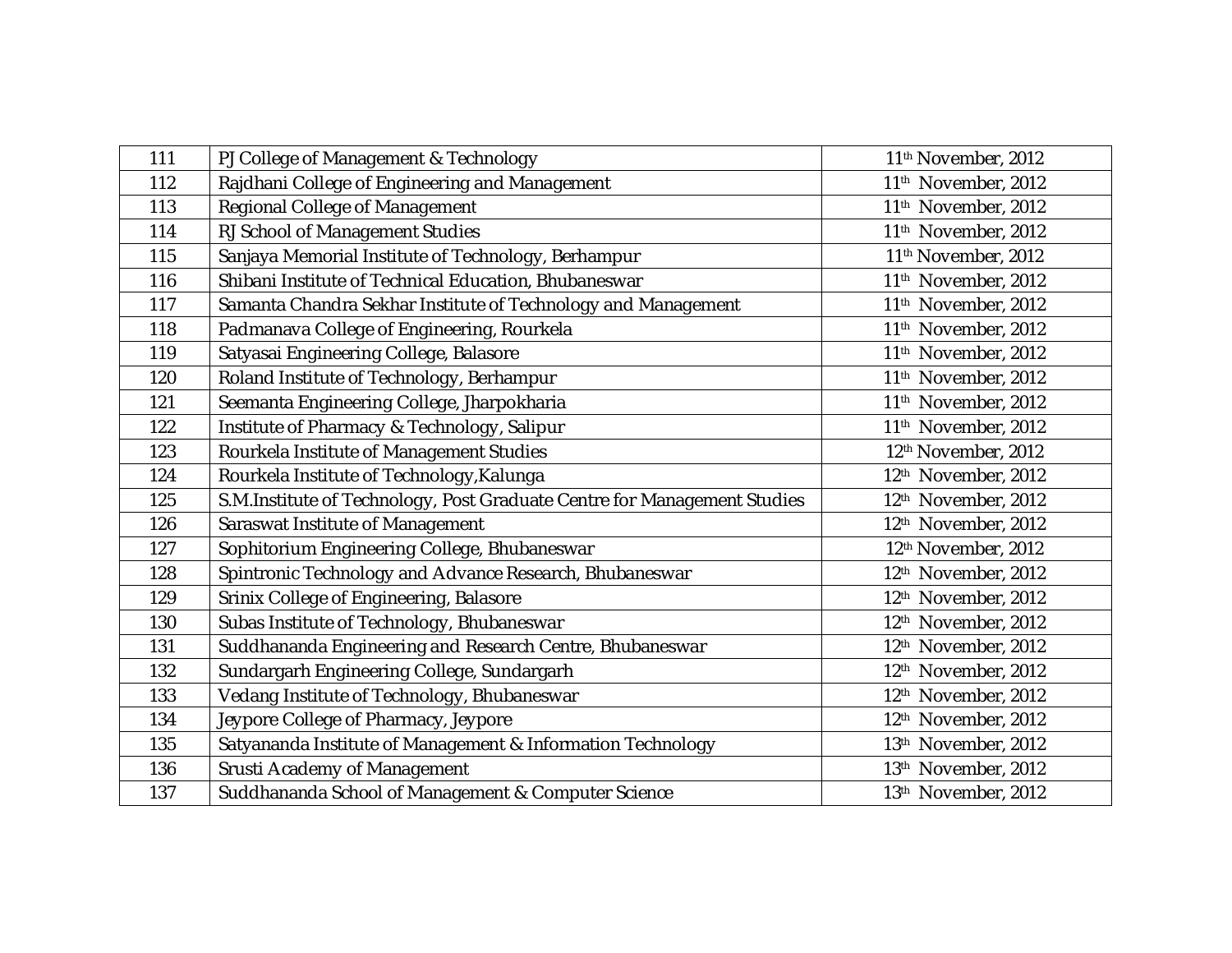| | | |
|---|---|---|
| 111 | PJ College of Management & Technology | 11th November, 2012 |
| 112 | Rajdhani College of Engineering and Management | 11th November, 2012 |
| 113 | Regional College of Management | 11th November, 2012 |
| 114 | RJ School of Management Studies | 11th November, 2012 |
| 115 | Sanjaya Memorial Institute of Technology, Berhampur | 11th November, 2012 |
| 116 | Shibani Institute of Technical Education, Bhubaneswar | 11th November, 2012 |
| 117 | Samanta Chandra Sekhar Institute of Technology and Management | 11th November, 2012 |
| 118 | Padmanava College of Engineering, Rourkela | 11th November, 2012 |
| 119 | Satyasai Engineering College, Balasore | 11th November, 2012 |
| 120 | Roland Institute of Technology, Berhampur | 11th November, 2012 |
| 121 | Seemanta Engineering College, Jharpokharia | 11th November, 2012 |
| 122 | Institute of Pharmacy & Technology, Salipur | 11th November, 2012 |
| 123 | Rourkela Institute of Management Studies | 12th November, 2012 |
| 124 | Rourkela Institute of Technology,Kalunga | 12th November, 2012 |
| 125 | S.M.Institute of Technology, Post Graduate Centre for Management Studies | 12th November, 2012 |
| 126 | Saraswat Institute of Management | 12th November, 2012 |
| 127 | Sophitorium Engineering College, Bhubaneswar | 12th November, 2012 |
| 128 | Spintronic Technology and Advance Research, Bhubaneswar | 12th November, 2012 |
| 129 | Srinix College of Engineering, Balasore | 12th November, 2012 |
| 130 | Subas Institute of Technology, Bhubaneswar | 12th November, 2012 |
| 131 | Suddhananda Engineering and Research Centre, Bhubaneswar | 12th November, 2012 |
| 132 | Sundargarh Engineering College, Sundargarh | 12th November, 2012 |
| 133 | Vedang Institute of Technology, Bhubaneswar | 12th November, 2012 |
| 134 | Jeypore College of Pharmacy, Jeypore | 12th November, 2012 |
| 135 | Satyananda Institute of Management & Information Technology | 13th November, 2012 |
| 136 | Srusti Academy of Management | 13th November, 2012 |
| 137 | Suddhananda School of Management & Computer Science | 13th November, 2012 |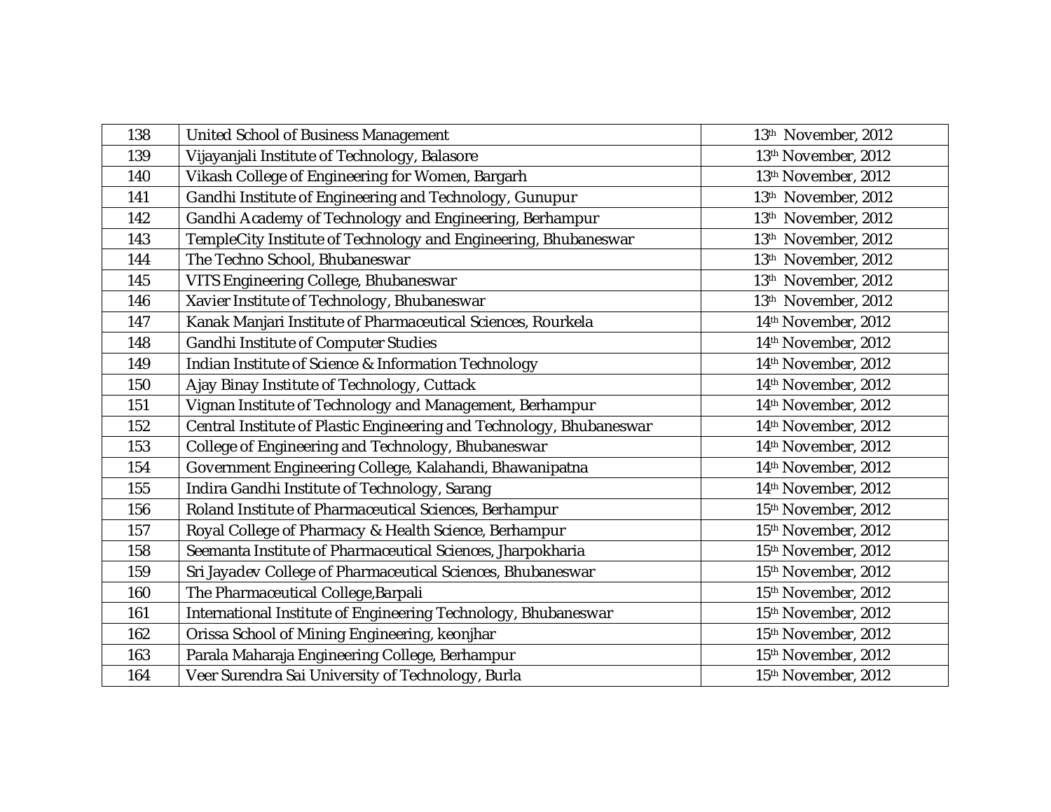| | | |
|---|---|---|
| 138 | United School of Business Management | 13th November, 2012 |
| 139 | Vijayanjali Institute of Technology, Balasore | 13th November, 2012 |
| 140 | Vikash College of Engineering for Women, Bargarh | 13th November, 2012 |
| 141 | Gandhi Institute of Engineering and Technology, Gunupur | 13th November, 2012 |
| 142 | Gandhi Academy of Technology and Engineering, Berhampur | 13th November, 2012 |
| 143 | TempleCity Institute of Technology and Engineering, Bhubaneswar | 13th November, 2012 |
| 144 | The Techno School, Bhubaneswar | 13th November, 2012 |
| 145 | VITS Engineering College, Bhubaneswar | 13th November, 2012 |
| 146 | Xavier Institute of Technology, Bhubaneswar | 13th November, 2012 |
| 147 | Kanak Manjari Institute of Pharmaceutical Sciences, Rourkela | 14th November, 2012 |
| 148 | Gandhi Institute of Computer Studies | 14th November, 2012 |
| 149 | Indian Institute of Science & Information Technology | 14th November, 2012 |
| 150 | Ajay Binay Institute of Technology, Cuttack | 14th November, 2012 |
| 151 | Vignan Institute of Technology and Management, Berhampur | 14th November, 2012 |
| 152 | Central Institute of Plastic Engineering and Technology, Bhubaneswar | 14th November, 2012 |
| 153 | College of Engineering and Technology, Bhubaneswar | 14th November, 2012 |
| 154 | Government Engineering College, Kalahandi, Bhawanipatna | 14th November, 2012 |
| 155 | Indira Gandhi Institute of Technology, Sarang | 14th November, 2012 |
| 156 | Roland Institute of Pharmaceutical Sciences, Berhampur | 15th November, 2012 |
| 157 | Royal College of Pharmacy & Health Science, Berhampur | 15th November, 2012 |
| 158 | Seemanta Institute of Pharmaceutical Sciences, Jharpokharia | 15th November, 2012 |
| 159 | Sri Jayadev College of Pharmaceutical Sciences, Bhubaneswar | 15th November, 2012 |
| 160 | The Pharmaceutical College,Barpali | 15th November, 2012 |
| 161 | International Institute of Engineering Technology, Bhubaneswar | 15th November, 2012 |
| 162 | Orissa School of Mining Engineering, keonjhar | 15th November, 2012 |
| 163 | Parala Maharaja Engineering College, Berhampur | 15th November, 2012 |
| 164 | Veer Surendra Sai University of Technology, Burla | 15th November, 2012 |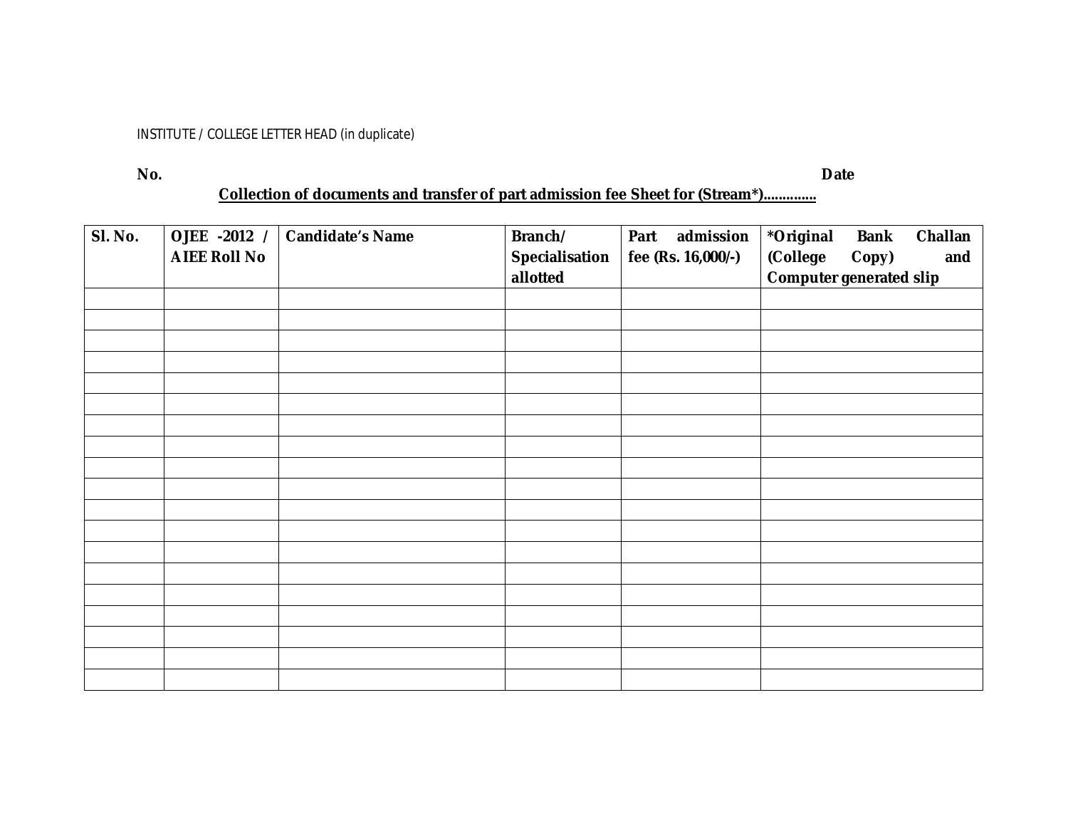INSTITUTE / COLLEGE LETTER HEAD (in duplicate)

**No.** **Date**

**Collection of documents and transfer of part admission fee Sheet for (Stream*)..............**

| Sl. No. | OJEE -2012 / AIEE Roll No | Candidate's Name | Branch/ Specialisation allotted | Part admission fee (Rs. 16,000/-) | *Original Bank Challan (College Copy) and Computer generated slip |
|---|---|---|---|---|---|
| | | | | | |
| | | | | | |
| | | | | | |
| | | | | | |
| | | | | | |
| | | | | | |
| | | | | | |
| | | | | | |
| | | | | | |
| | | | | | |
| | | | | | |
| | | | | | |
| | | | | | |
| | | | | | |
| | | | | | |
| | | | | | |
| | | | | | |
| | | | | | |
| | | | | | |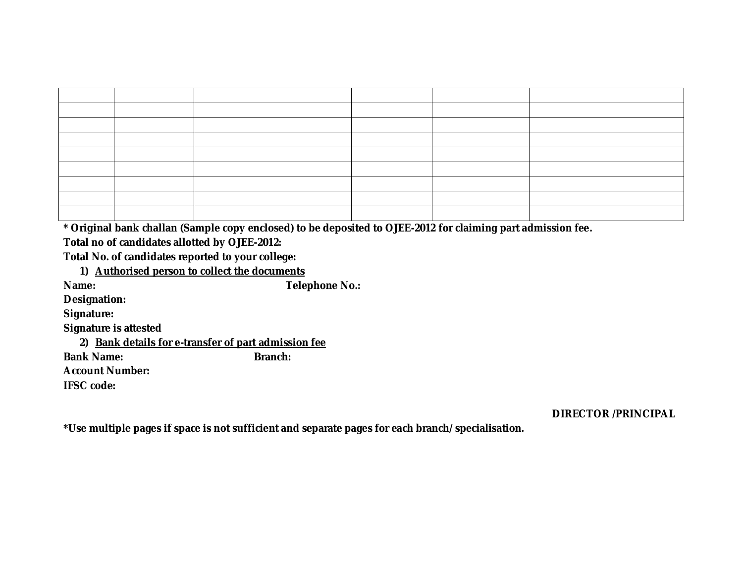| | | | | | |
|---|---|---|---|---|---|
| | | | | | |
| | | | | | |
| | | | | | |
| | | | | | |
| | | | | | |
| | | | | | |
| | | | | | |
| | | | | | |

**\* Original bank challan (Sample copy enclosed) to be deposited to OJEE-2012 for claiming part admission fee.**

**Total no of candidates allotted by OJEE-2012:**

**Total No. of candidates reported to your college:**

1) **<u>Authorised person to collect the documents</u>**

**Name:** **Telephone No.:**

**Designation:**

**Signature:**

**Signature is attested**

2) **<u>Bank details for e-transfer of part admission fee</u>**

**Bank Name:** **Branch:**

**Account Number:**

**IFSC code:**

**DIRECTOR /PRINCIPAL**

**\*Use multiple pages if space is not sufficient and separate pages for each branch/ specialisation.**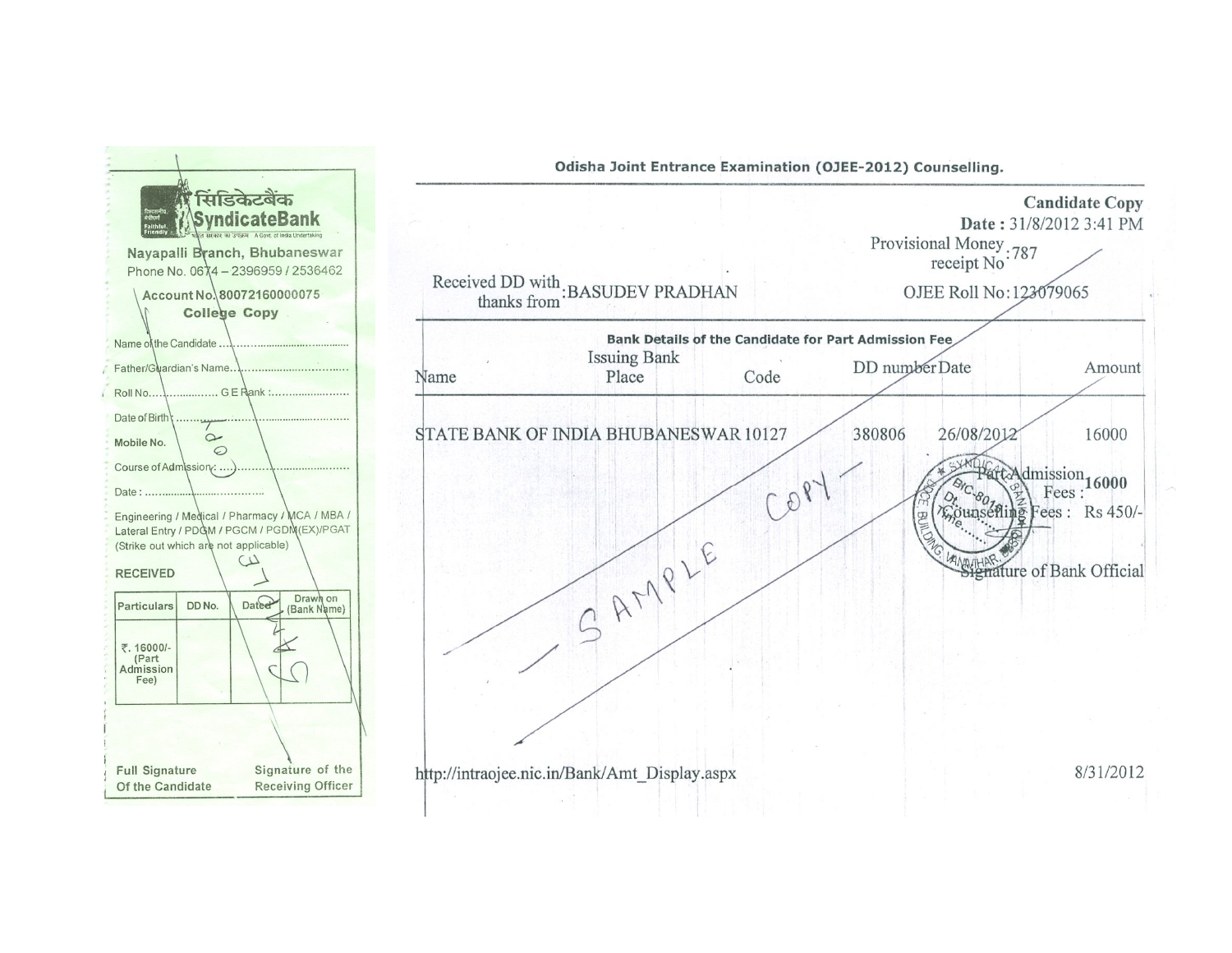सिंडिकेटबैंक
SyndicateBank

Nayapalli Branch, Bhubaneswar
Phone No. 0674 – 2396959 / 2536462

Account No. 80072160000075

**College Copy**

Name of the Candidate ....................................

Father/Guardian's Name....................................

Roll No.................. G E Rank :...................

Date of Birth : ....................................

Mobile No.

Course of Admission : ....................................

Date : ....................................

Engineering / Medical / Pharmacy / MCA / MBA / Lateral Entry / PDGM / PGCM / PGDM(EX)/PGAT
(Strike out which are not applicable)

**RECEIVED**

| Particulars | DD No. | Dated | Drawn on (Bank Name) |
|---|---|---|---|
| ₹. 16000/- (Part Admission Fee) | | | |

Full Signature Of the Candidate

Signature of the Receiving Officer

SAMPLE COPY

**Odisha Joint Entrance Examination (OJEE-2012) Counselling.**

**Candidate Copy**
**Date :** 31/8/2012 3:41 PM

Provisional Money receipt No : 787

Received DD with thanks from : BASUDEV PRADHAN

OJEE Roll No: 123079065

**Bank Details of the Candidate for Part Admission Fee**

| Name | Issuing Bank Place | Code | DD number | Date | Amount |
|---|---|---|---|---|---|
| STATE BANK OF INDIA | BHUBANESWAR | 10127 | 380806 | 26/08/2012 | 16000 |

Part Admission Fees : **16000**

Counselling Fees : Rs 450/-

Signature of Bank Official

SAMPLE COPY

http://intraojee.nic.in/Bank/Amt_Display.aspx

8/31/2012